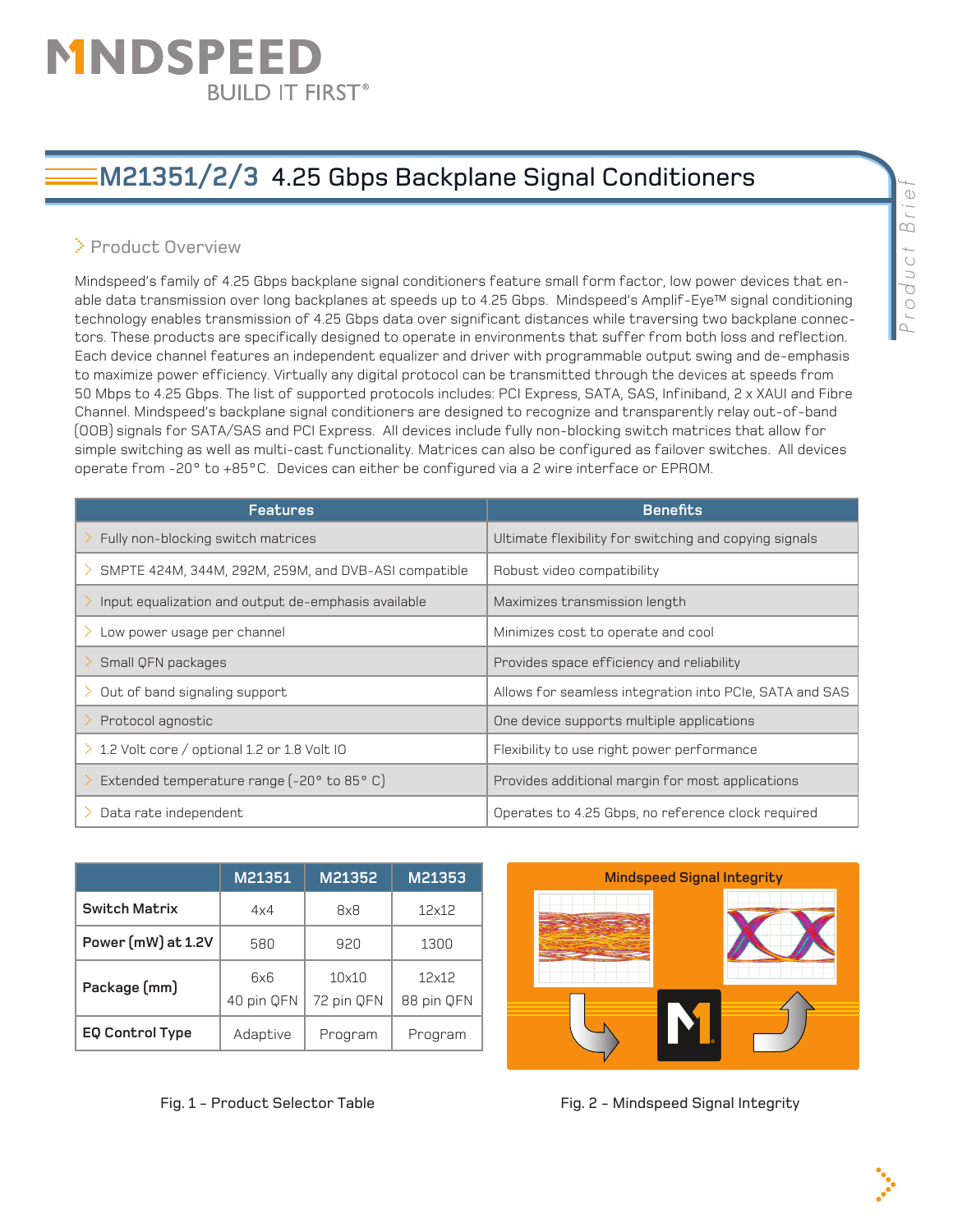# M21351/2/3 4.25 Gbps Backplane Signal Conditioners

## Product Overview

Mindspeed's family of 4.25 Gbps backplane signal conditioners feature small form factor, low power devices that enable data transmission over long backplanes at speeds up to 4.25 Gbps. Mindspeed's Amplif-Eye™ signal conditioning technology enables transmission of 4.25 Gbps data over significant distances while traversing two backplane connectors. These products are specifically designed to operate in environments that suffer from both loss and reflection. Each device channel features an independent equalizer and driver with programmable output swing and de-emphasis to maximize power efficiency. Virtually any digital protocol can be transmitted through the devices at speeds from 50 Mbps to 4.25 Gbps. The list of supported protocols includes: PCI Express, SATA, SAS, Infiniband, 2 x XAUI and Fibre Channel. Mindspeed's backplane signal conditioners are designed to recognize and transparently relay out-of-band (OOB) signals for SATA/SAS and PCI Express. All devices include fully non-blocking switch matrices that allow for simple switching as well as multi-cast functionality. Matrices can also be configured as failover switches. All devices operate from -20° to +85°C. Devices can either be configured via a 2 wire interface or EPROM.

| Features | Benefits |
|---|---|
| Fully non-blocking switch matrices | Ultimate flexibility for switching and copying signals |
| SMPTE 424M, 344M, 292M, 259M, and DVB-ASI compatible | Robust video compatibility |
| Input equalization and output de-emphasis available | Maximizes transmission length |
| Low power usage per channel | Minimizes cost to operate and cool |
| Small QFN packages | Provides space efficiency and reliability |
| Out of band signaling support | Allows for seamless integration into PCIe, SATA and SAS |
| Protocol agnostic | One device supports multiple applications |
| 1.2 Volt core / optional 1.2 or 1.8 Volt IO | Flexibility to use right power performance |
| Extended temperature range (-20° to 85° C) | Provides additional margin for most applications |
| Data rate independent | Operates to 4.25 Gbps, no reference clock required |

| | M21351 | M21352 | M21353 |
|---|---|---|---|
| **Switch Matrix** | 4x4 | 8x8 | 12x12 |
| **Power (mW) at 1.2V** | 580 | 920 | 1300 |
| **Package (mm)** | 6x6 40 pin QFN | 10x10 72 pin QFN | 12x12 88 pin QFN |
| **EQ Control Type** | Adaptive | Program | Program |

Fig. 1 - Product Selector Table

Mindspeed Signal Integrity

Fig. 2 - Mindspeed Signal Integrity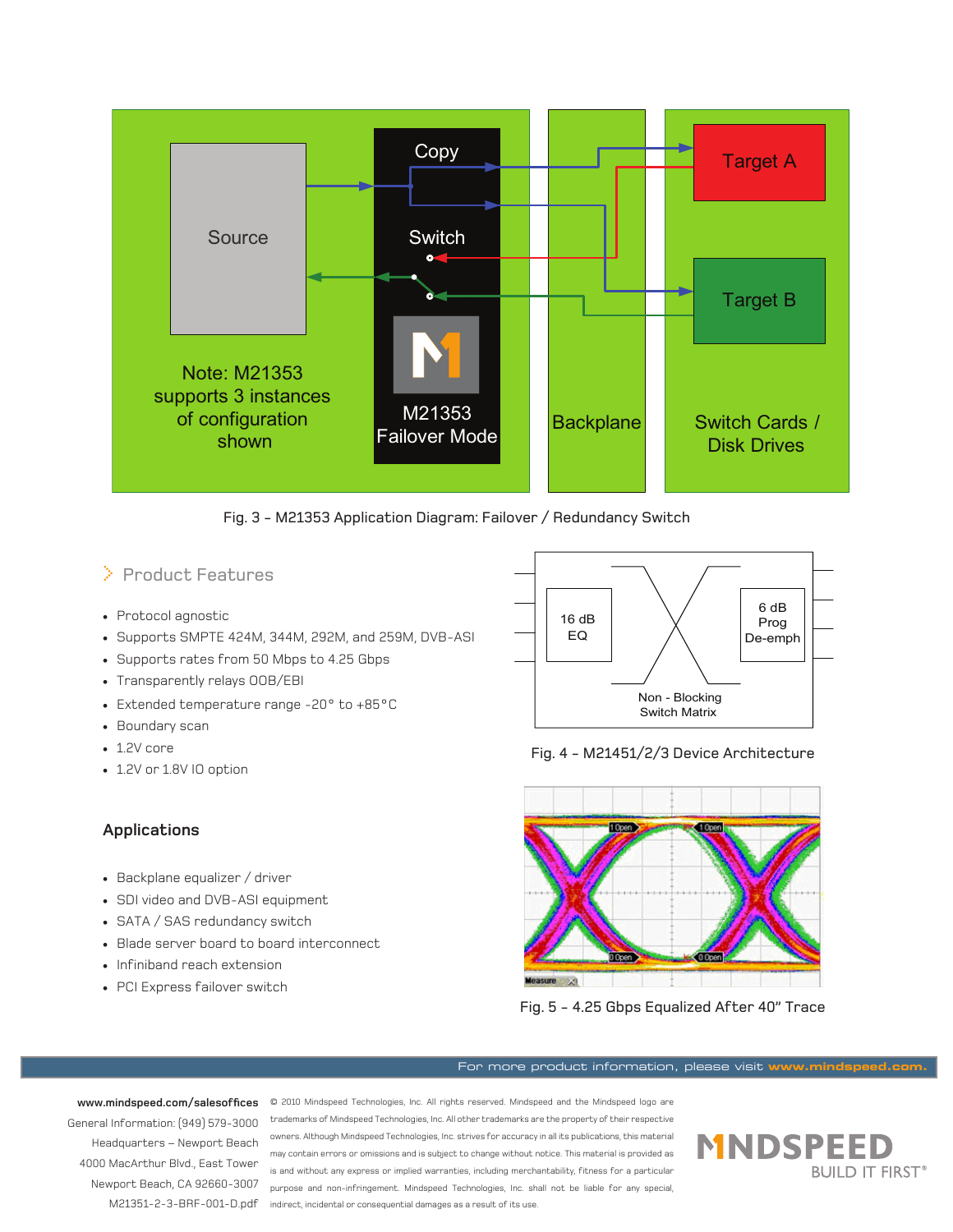Copy

Switch

Source

Target A

Target B

Note: M21353 supports 3 instances of configuration shown

M21353 Failover Mode

Backplane

Switch Cards / Disk Drives

Fig. 3 – M21353 Application Diagram: Failover / Redundancy Switch

## Product Features

- Protocol agnostic
- Supports SMPTE 424M, 344M, 292M, and 259M, DVB-ASI
- Supports rates from 50 Mbps to 4.25 Gbps
- Transparently relays OOB/EBI
- Extended temperature range -20° to +85°C
- Boundary scan
- 1.2V core
- 1.2V or 1.8V IO option

16 dB EQ

6 dB Prog De-emph

Non - Blocking Switch Matrix

Fig. 4 – M21451/2/3 Device Architecture

## Applications

- Backplane equalizer / driver
- SDI video and DVB-ASI equipment
- SATA / SAS redundancy switch
- Blade server board to board interconnect
- Infiniband reach extension
- PCI Express failover switch

1.0pen

1.0pen

0.0pen

0.0pen

Measure

Fig. 5 – 4.25 Gbps Equalized After 40" Trace

For more product information, please visit **www.mindspeed.com.**

**www.mindspeed.com/salesoffices**
General Information: (949) 579-3000
Headquarters – Newport Beach
4000 MacArthur Blvd., East Tower
Newport Beach, CA 92660-3007
M21351-2-3-BRF-001-D.pdf

© 2010 Mindspeed Technologies, Inc. All rights reserved. Mindspeed and the Mindspeed logo are trademarks of Mindspeed Technologies, Inc. All other trademarks are the property of their respective owners. Although Mindspeed Technologies, Inc. strives for accuracy in all its publications, this material may contain errors or omissions and is subject to change without notice. This material is provided as is and without any express or implied warranties, including merchantability, fitness for a particular purpose and non-infringement. Mindspeed Technologies, Inc. shall not be liable for any special, indirect, incidental or consequential damages as a result of its use.

MINDSPEED
BUILD IT FIRST®